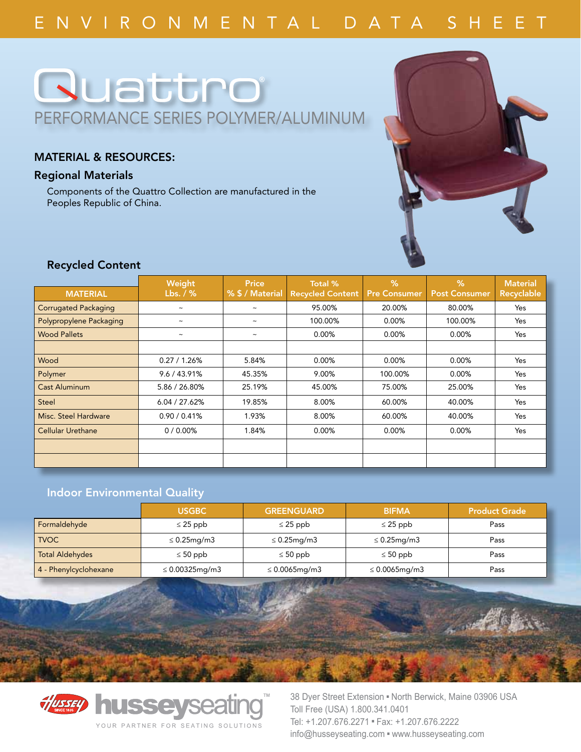# ENVIRONMENTAL DATA SHEET

# Quattro®

## PERFORMANCE SERIES POLYMER/ALUMINUM

### MATERIAL & RESOURCES:

#### Regional Materials

Components of the Quattro Collection are manufactured in the Peoples Republic of China.

#### Recycled Content

| MATERIAL | Weight Lbs. / % | Price % $ / Material | Total % Recycled Content | % Pre Consumer | % Post Consumer | Material Recyclable |
|---|---|---|---|---|---|---|
| Corrugated Packaging | ~ | ~ | 95.00% | 20.00% | 80.00% | Yes |
| Polypropylene Packaging | ~ | ~ | 100.00% | 0.00% | 100.00% | Yes |
| Wood Pallets | ~ | ~ | 0.00% | 0.00% | 0.00% | Yes |
| | | | | | | |
| Wood | 0.27 / 1.26% | 5.84% | 0.00% | 0.00% | 0.00% | Yes |
| Polymer | 9.6 / 43.91% | 45.35% | 9.00% | 100.00% | 0.00% | Yes |
| Cast Aluminum | 5.86 / 26.80% | 25.19% | 45.00% | 75.00% | 25.00% | Yes |
| Steel | 6.04 / 27.62% | 19.85% | 8.00% | 60.00% | 40.00% | Yes |
| Misc. Steel Hardware | 0.90 / 0.41% | 1.93% | 8.00% | 60.00% | 40.00% | Yes |
| Cellular Urethane | 0 / 0.00% | 1.84% | 0.00% | 0.00% | 0.00% | Yes |
| | | | | | | |
| | | | | | | |

#### Indoor Environmental Quality

| | USGBC | GREENGUARD | BIFMA | Product Grade |
|---|---|---|---|---|
| Formaldehyde | ≤ 25 ppb | ≤ 25 ppb | ≤ 25 ppb | Pass |
| TVOC | ≤ 0.25mg/m3 | ≤ 0.25mg/m3 | ≤ 0.25mg/m3 | Pass |
| Total Aldehydes | ≤ 50 ppb | ≤ 50 ppb | ≤ 50 ppb | Pass |
| 4 - Phenylcyclohexane | ≤ 0.00325mg/m3 | ≤ 0.0065mg/m3 | ≤ 0.0065mg/m3 | Pass |

Hussey SINCE 1835 husseyseating™
YOUR PARTNER FOR SEATING SOLUTIONS

38 Dyer Street Extension ▪ North Berwick, Maine 03906 USA
Toll Free (USA) 1.800.341.0401
Tel: +1.207.676.2271 ▪ Fax: +1.207.676.2222
info@husseyseating.com ▪ www.husseyseating.com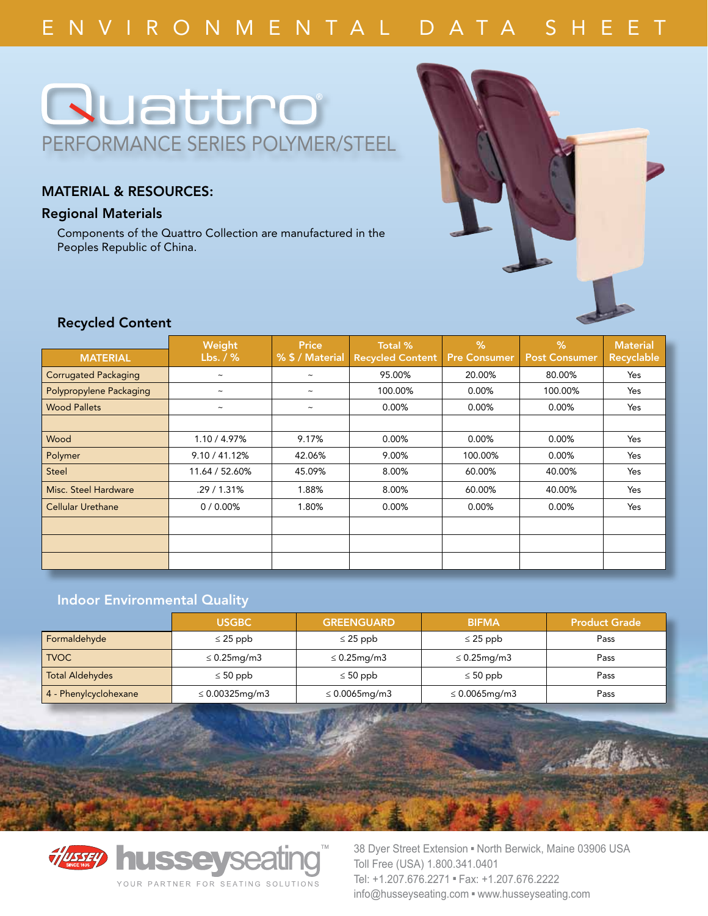# ENVIRONMENTAL DATA SHEET

# Quattro®

## PERFORMANCE SERIES POLYMER/STEEL

### MATERIAL & RESOURCES:

### Regional Materials

Components of the Quattro Collection are manufactured in the Peoples Republic of China.

### Recycled Content

| MATERIAL | Weight Lbs. / % | Price % $ / Material | Total % Recycled Content | % Pre Consumer | % Post Consumer | Material Recyclable |
|---|---|---|---|---|---|---|
| Corrugated Packaging | ~ | ~ | 95.00% | 20.00% | 80.00% | Yes |
| Polypropylene Packaging | ~ | ~ | 100.00% | 0.00% | 100.00% | Yes |
| Wood Pallets | ~ | ~ | 0.00% | 0.00% | 0.00% | Yes |
| | | | | | | |
| Wood | 1.10 / 4.97% | 9.17% | 0.00% | 0.00% | 0.00% | Yes |
| Polymer | 9.10 / 41.12% | 42.06% | 9.00% | 100.00% | 0.00% | Yes |
| Steel | 11.64 / 52.60% | 45.09% | 8.00% | 60.00% | 40.00% | Yes |
| Misc. Steel Hardware | .29 / 1.31% | 1.88% | 8.00% | 60.00% | 40.00% | Yes |
| Cellular Urethane | 0 / 0.00% | 1.80% | 0.00% | 0.00% | 0.00% | Yes |
| | | | | | | |
| | | | | | | |
| | | | | | | |

### Indoor Environmental Quality

| | USGBC | GREENGUARD | BIFMA | Product Grade |
|---|---|---|---|---|
| Formaldehyde | ≤ 25 ppb | ≤ 25 ppb | ≤ 25 ppb | Pass |
| TVOC | ≤ 0.25mg/m3 | ≤ 0.25mg/m3 | ≤ 0.25mg/m3 | Pass |
| Total Aldehydes | ≤ 50 ppb | ≤ 50 ppb | ≤ 50 ppb | Pass |
| 4 - Phenylcyclohexane | ≤ 0.00325mg/m3 | ≤ 0.0065mg/m3 | ≤ 0.0065mg/m3 | Pass |

Hussey SINCE 1835 husseyseating™
YOUR PARTNER FOR SEATING SOLUTIONS

38 Dyer Street Extension ▪ North Berwick, Maine 03906 USA
Toll Free (USA) 1.800.341.0401
Tel: +1.207.676.2271 ▪ Fax: +1.207.676.2222
info@husseyseating.com ▪ www.husseyseating.com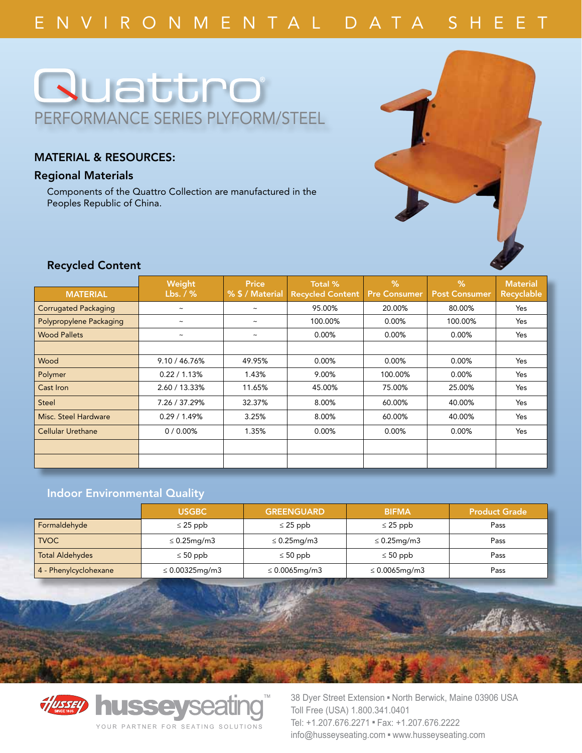# ENVIRONMENTAL DATA SHEET

# Quattro®

## PERFORMANCE SERIES PLYFORM/STEEL

## MATERIAL & RESOURCES:

### Regional Materials

Components of the Quattro Collection are manufactured in the Peoples Republic of China.

### Recycled Content

| MATERIAL | Weight Lbs. / % | Price % $ / Material | Total % Recycled Content | % Pre Consumer | % Post Consumer | Material Recyclable |
|---|---|---|---|---|---|---|
| Corrugated Packaging | ~ | ~ | 95.00% | 20.00% | 80.00% | Yes |
| Polypropylene Packaging | ~ | ~ | 100.00% | 0.00% | 100.00% | Yes |
| Wood Pallets | ~ | ~ | 0.00% | 0.00% | 0.00% | Yes |
| | | | | | | |
| Wood | 9.10 / 46.76% | 49.95% | 0.00% | 0.00% | 0.00% | Yes |
| Polymer | 0.22 / 1.13% | 1.43% | 9.00% | 100.00% | 0.00% | Yes |
| Cast Iron | 2.60 / 13.33% | 11.65% | 45.00% | 75.00% | 25.00% | Yes |
| Steel | 7.26 / 37.29% | 32.37% | 8.00% | 60.00% | 40.00% | Yes |
| Misc. Steel Hardware | 0.29 / 1.49% | 3.25% | 8.00% | 60.00% | 40.00% | Yes |
| Cellular Urethane | 0 / 0.00% | 1.35% | 0.00% | 0.00% | 0.00% | Yes |
| | | | | | | |
| | | | | | | |

### Indoor Environmental Quality

| | USGBC | GREENGUARD | BIFMA | Product Grade |
|---|---|---|---|---|
| Formaldehyde | ≤ 25 ppb | ≤ 25 ppb | ≤ 25 ppb | Pass |
| TVOC | ≤ 0.25mg/m3 | ≤ 0.25mg/m3 | ≤ 0.25mg/m3 | Pass |
| Total Aldehydes | ≤ 50 ppb | ≤ 50 ppb | ≤ 50 ppb | Pass |
| 4 - Phenylcyclohexane | ≤ 0.00325mg/m3 | ≤ 0.0065mg/m3 | ≤ 0.0065mg/m3 | Pass |

Hussey Since 1835 husseyseating™
YOUR PARTNER FOR SEATING SOLUTIONS

38 Dyer Street Extension ▪ North Berwick, Maine 03906 USA
Toll Free (USA) 1.800.341.0401
Tel: +1.207.676.2271 ▪ Fax: +1.207.676.2222
info@husseyseating.com ▪ www.husseyseating.com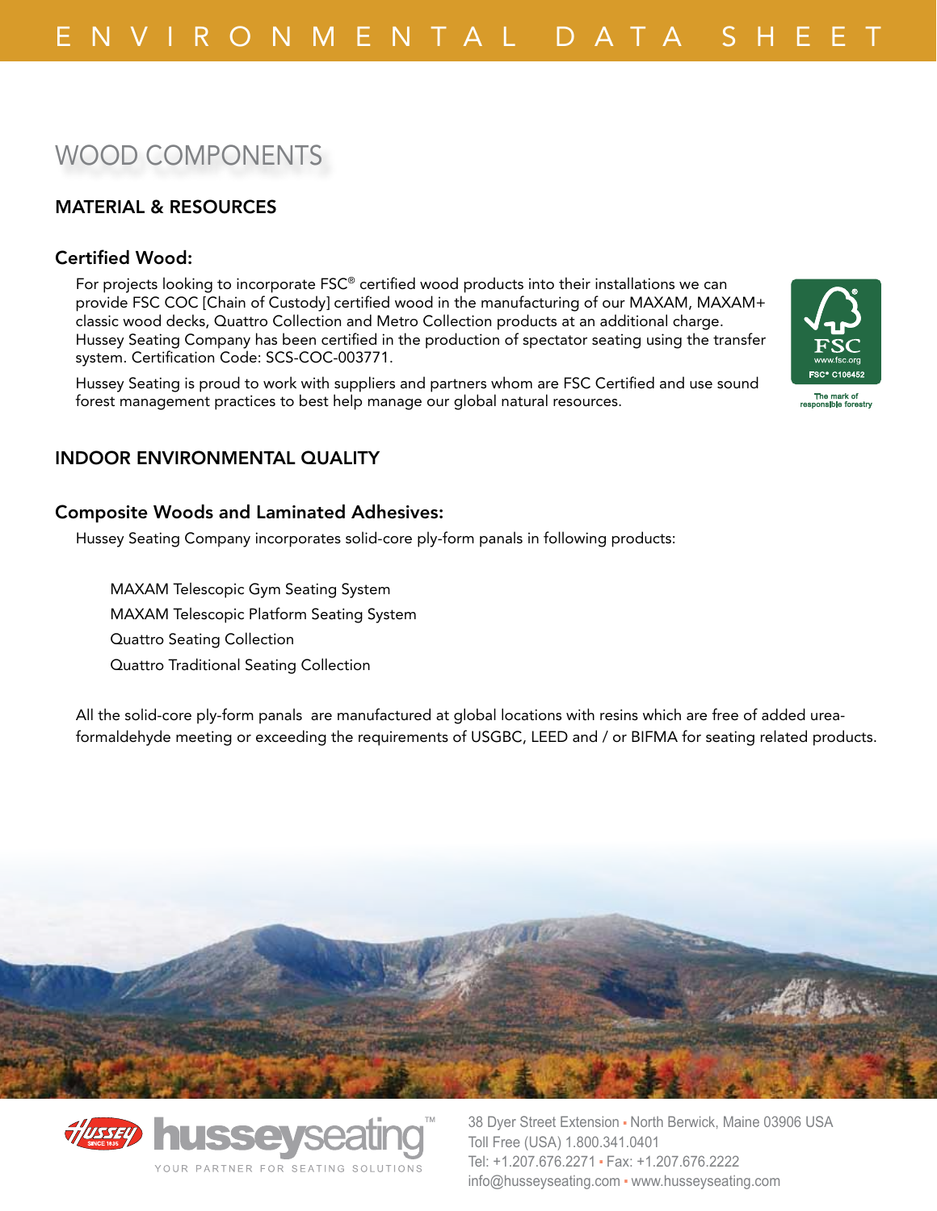# WOOD COMPONENTS

## MATERIAL & RESOURCES

### Certified Wood:

For projects looking to incorporate FSC® certified wood products into their installations we can provide FSC COC [Chain of Custody] certified wood in the manufacturing of our MAXAM, MAXAM+ classic wood decks, Quattro Collection and Metro Collection products at an additional charge. Hussey Seating Company has been certified in the production of spectator seating using the transfer system. Certification Code: SCS-COC-003771.

Hussey Seating is proud to work with suppliers and partners whom are FSC Certified and use sound forest management practices to best help manage our global natural resources.

FSC
www.fsc.org
FSC® C106452
The mark of responsible forestry

## INDOOR ENVIRONMENTAL QUALITY

### Composite Woods and Laminated Adhesives:

Hussey Seating Company incorporates solid-core ply-form panels in following products:

- MAXAM Telescopic Gym Seating System
- MAXAM Telescopic Platform Seating System
- Quattro Seating Collection
- Quattro Traditional Seating Collection

All the solid-core ply-form panels are manufactured at global locations with resins which are free of added urea-formaldehyde meeting or exceeding the requirements of USGBC, LEED and / or BIFMA for seating related products.

Hussey SINCE 1835 husseyseating™
YOUR PARTNER FOR SEATING SOLUTIONS

38 Dyer Street Extension ▪ North Berwick, Maine 03906 USA
Toll Free (USA) 1.800.341.0401
Tel: +1.207.676.2271 ▪ Fax: +1.207.676.2222
info@husseyseating.com ▪ www.husseyseating.com